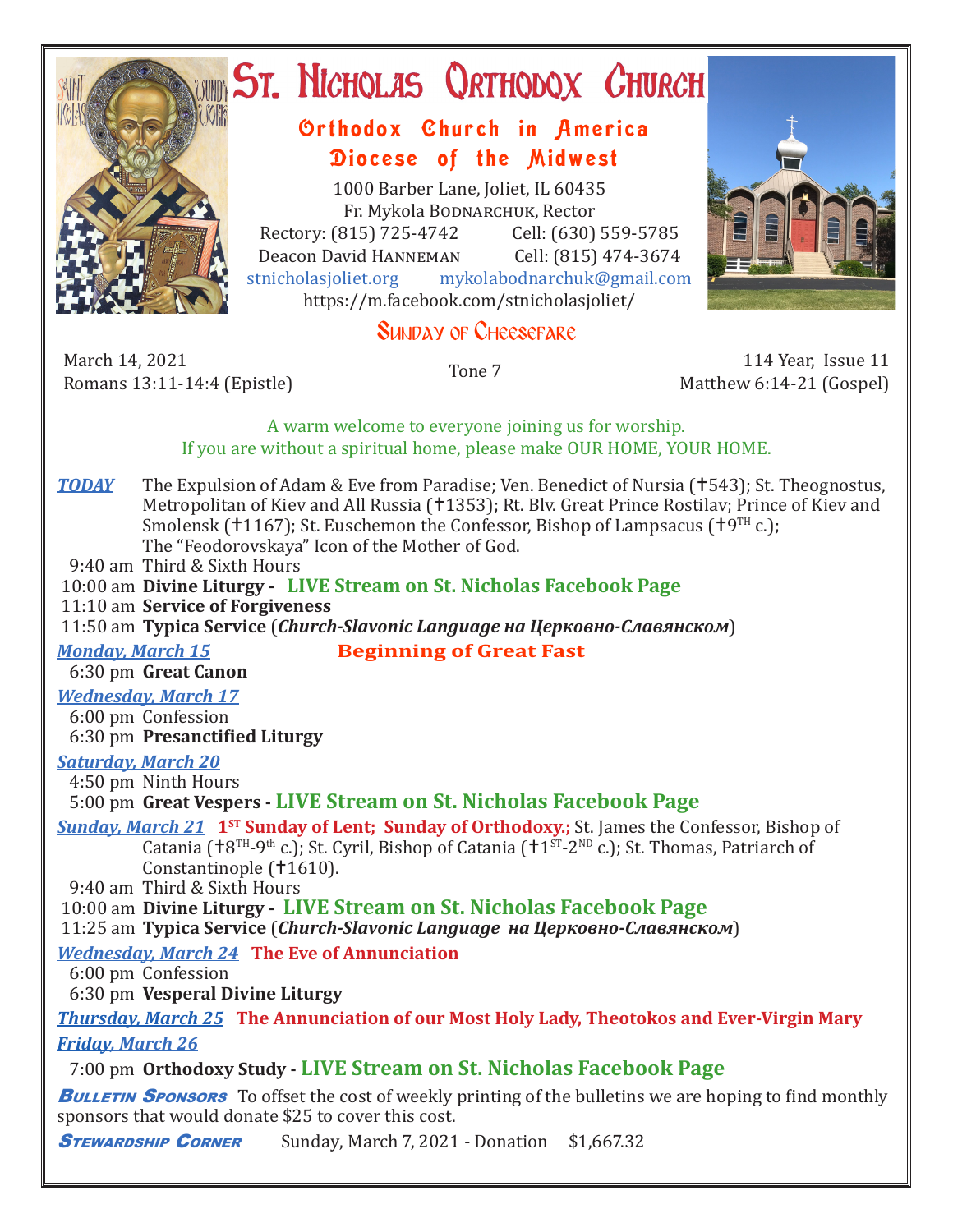# St. Nicholas Orthodox Church

## Orthodox Church in America
## Diocese of the Midwest

1000 Barber Lane, Joliet, IL 60435
Fr. Mykola Bodnarchuk, Rector
Rectory: (815) 725-4742 Cell: (630) 559-5785
Deacon David Hanneman Cell: (815) 474-3674
stnicholasjoliet.org mykolabodnarchuk@gmail.com
https://m.facebook.com/stnicholasjoliet/

## Sunday of Cheesefare

March 14, 2021
Romans 13:11-14:4 (Epistle)

Tone 7

114 Year, Issue 11
Matthew 6:14-21 (Gospel)

A warm welcome to everyone joining us for worship.
If you are without a spiritual home, please make OUR HOME, YOUR HOME.

***TODAY*** The Expulsion of Adam & Eve from Paradise; Ven. Benedict of Nursia (✝543); St. Theognostus, Metropolitan of Kiev and All Russia (✝1353); Rt. Blv. Great Prince Rostilav; Prince of Kiev and Smolensk (✝1167); St. Euschemon the Confessor, Bishop of Lampsacus (✝9TH c.); The "Feodorovskaya" Icon of the Mother of God.

9:40 am Third & Sixth Hours
10:00 am **Divine Liturgy - LIVE Stream on St. Nicholas Facebook Page**
11:10 am **Service of Forgiveness**
11:50 am **Typica Service** (***Church-Slavonic Language на Церковно-Славянском***)

***Monday, March 15*** **Beginning of Great Fast**

6:30 pm **Great Canon**

***Wednesday, March 17***

6:00 pm Confession
6:30 pm **Presanctified Liturgy**

***Saturday, March 20***

4:50 pm Ninth Hours
5:00 pm **Great Vespers - LIVE Stream on St. Nicholas Facebook Page**

***Sunday, March 21*** **1ST Sunday of Lent; Sunday of Orthodoxy.;** St. James the Confessor, Bishop of Catania (✝8TH-9th c.); St. Cyril, Bishop of Catania (✝1ST-2ND c.); St. Thomas, Patriarch of Constantinople (✝1610).

9:40 am Third & Sixth Hours
10:00 am **Divine Liturgy - LIVE Stream on St. Nicholas Facebook Page**
11:25 am **Typica Service** (***Church-Slavonic Language на Церковно-Славянском***)

***Wednesday, March 24*** **The Eve of Annunciation**

6:00 pm Confession
6:30 pm **Vesperal Divine Liturgy**

***Thursday, March 25*** **The Annunciation of our Most Holy Lady, Theotokos and Ever-Virgin Mary**

***Friday, March 26***

7:00 pm **Orthodoxy Study - LIVE Stream on St. Nicholas Facebook Page**

***Bulletin Sponsors*** To offset the cost of weekly printing of the bulletins we are hoping to find monthly sponsors that would donate $25 to cover this cost.

***Stewardship Corner*** Sunday, March 7, 2021 - Donation $1,667.32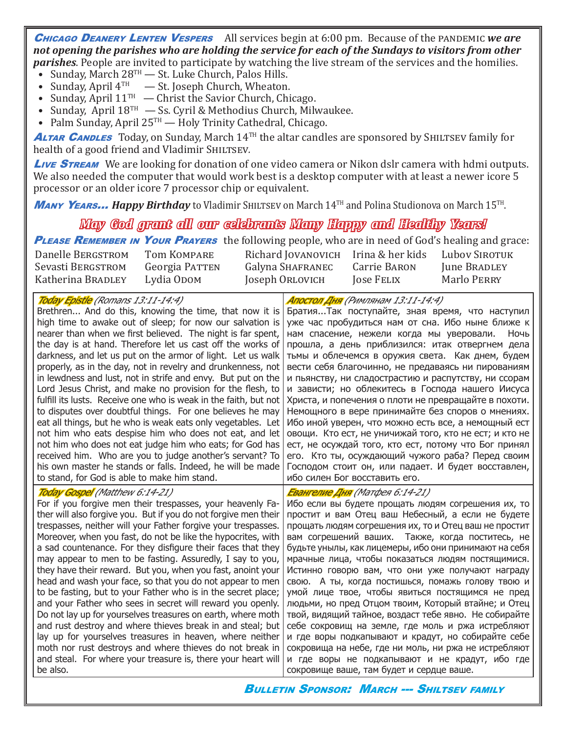**Chicago Deanery Lenten Vespers** All services begin at 6:00 pm. Because of the PANDEMIC ***we are not opening the parishes who are holding the service for each of the Sundays to visitors from other parishes***. People are invited to participate by watching the live stream of the services and the homilies.

- Sunday, March 28TH — St. Luke Church, Palos Hills.
- Sunday, April 4TH — St. Joseph Church, Wheaton.
- Sunday, April 11TH — Christ the Savior Church, Chicago.
- Sunday, April 18TH — Ss. Cyril & Methodius Church, Milwaukee.
- Palm Sunday, April 25TH — Holy Trinity Cathedral, Chicago.

**Altar Candles** Today, on Sunday, March 14TH the altar candles are sponsored by SHILTSEV family for health of a good friend and Vladimir SHILTSEV.

**Live Stream** We are looking for donation of one video camera or Nikon dslr camera with hdmi outputs. We also needed the computer that would work best is a desktop computer with at least a newer icore 5 processor or an older icore 7 processor chip or equivalent.

**Many Years...** ***Happy Birthday*** to Vladimir SHILTSEV on March 14TH and Polina Studionova on March 15TH.

## *May God grant all our celebrants Many Happy and Healthy Years!*

**Please Remember in Your Prayers** the following people, who are in need of God's healing and grace:

| | | | | |
|---|---|---|---|---|
| Danelle BERGSTROM | Tom KOMPARE | Richard JOVANOVICH | Irina & her kids | Lubov SIROTUK |
| Sevasti BERGSTROM | Georgia PATTEN | Galyna SHAFRANEC | Carrie BARON | June BRADLEY |
| Katherina BRADLEY | Lydia ODOM | Joseph ORLOVICH | Jose FELIX | Marlo PERRY |

*Today Epistle (Romans 13:11-14:4)*

Brethren... And do this, knowing the time, that now it is high time to awake out of sleep; for now our salvation is nearer than when we first believed. The night is far spent, the day is at hand. Therefore let us cast off the works of darkness, and let us put on the armor of light. Let us walk properly, as in the day, not in revelry and drunkenness, not in lewdness and lust, not in strife and envy. But put on the Lord Jesus Christ, and make no provision for the flesh, to fulfill its lusts. Receive one who is weak in the faith, but not to disputes over doubtful things. For one believes he may eat all things, but he who is weak eats only vegetables. Let not him who eats despise him who does not eat, and let not him who does not eat judge him who eats; for God has received him. Who are you to judge another's servant? To his own master he stands or falls. Indeed, he will be made to stand, for God is able to make him stand.

*Апостол Дня (Римлянам 13:11-14:4)*

Братия...Так поступайте, зная время, что наступил уже час пробудиться нам от сна. Ибо ныне ближе к нам спасение, нежели когда мы уверовали. Ночь прошла, а день приблизился: итак отвергнем дела тьмы и облечемся в оружия света. Как днем, будем вести себя благочинно, не предаваясь ни пированиям и пьянству, ни сладострастию и распутству, ни ссорам и зависти; но облекитесь в Господа нашего Иисуса Христа, и попечения о плоти не превращайте в похоти. Немощного в вере принимайте без споров о мнениях. Ибо иной уверен, что можно есть все, а немощный ест овощи. Кто ест, не уничижай того, кто не ест; и кто не ест, не осуждай того, кто ест, потому что Бог принял его. Кто ты, осуждающий чужого раба? Перед своим Господом стоит он, или падает. И будет восставлен, ибо силен Бог восставить его.

*Today Gospel (Matthew 6:14-21)*

For if you forgive men their trespasses, your heavenly Father will also forgive you. But if you do not forgive men their trespasses, neither will your Father forgive your trespasses. Moreover, when you fast, do not be like the hypocrites, with a sad countenance. For they disfigure their faces that they may appear to men to be fasting. Assuredly, I say to you, they have their reward. But you, when you fast, anoint your head and wash your face, so that you do not appear to men to be fasting, but to your Father who is in the secret place; and your Father who sees in secret will reward you openly. Do not lay up for yourselves treasures on earth, where moth and rust destroy and where thieves break in and steal; but lay up for yourselves treasures in heaven, where neither moth nor rust destroys and where thieves do not break in and steal. For where your treasure is, there your heart will be also.

*Евангелие Дня (Матфея 6:14-21)*

Ибо если вы будете прощать людям согрешения их, то простит и вам Отец ваш Небесный, а если не будете прощать людям согрешения их, то и Отец ваш не простит вам согрешений ваших. Также, когда поститесь, не будьте унылы, как лицемеры, ибо они принимают на себя мрачные лица, чтобы показаться людям постящимися. Истинно говорю вам, что они уже получают награду свою. А ты, когда постишься, помажь голову твою и умой лице твое, чтобы явиться постящимся не пред людьми, но пред Отцом твоим, Который втайне; и Отец твой, видящий тайное, воздаст тебе явно. Не собирайте себе сокровищ на земле, где моль и ржа истребляют и где воры подкапывают и крадут, но собирайте себе сокровища на небе, где ни моль, ни ржа не истребляют и где воры не подкапывают и не крадут, ибо где сокровище ваше, там будет и сердце ваше.

**Bulletin Sponsor: March --- Shiltsev family**